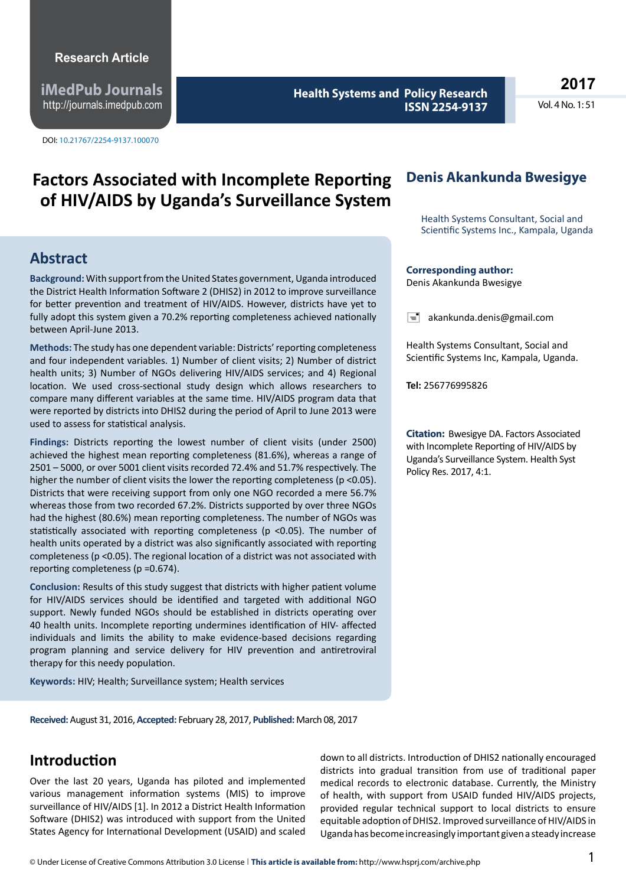Research Article

DOI: 10.21767/2254-9137.100070

# Factors Associated with Incomplete Reporting of HIV/AIDS by Uganda's Surveillance System

## Denis Akankunda Bwesigye

Health Systems Consultant, Social and Scientific Systems Inc., Kampala, Uganda

**Corresponding author:**
Denis Akankunda Bwesigye

akankunda.denis@gmail.com

Health Systems Consultant, Social and Scientific Systems Inc, Kampala, Uganda.

**Tel:** 256776995826

**Citation:** Bwesigye DA. Factors Associated with Incomplete Reporting of HIV/AIDS by Uganda's Surveillance System. Health Syst Policy Res. 2017, 4:1.

## Abstract

**Background:** With support from the United States government, Uganda introduced the District Health Information Software 2 (DHIS2) in 2012 to improve surveillance for better prevention and treatment of HIV/AIDS. However, districts have yet to fully adopt this system given a 70.2% reporting completeness achieved nationally between April-June 2013.

**Methods:** The study has one dependent variable: Districts' reporting completeness and four independent variables. 1) Number of client visits; 2) Number of district health units; 3) Number of NGOs delivering HIV/AIDS services; and 4) Regional location. We used cross-sectional study design which allows researchers to compare many different variables at the same time. HIV/AIDS program data that were reported by districts into DHIS2 during the period of April to June 2013 were used to assess for statistical analysis.

**Findings:** Districts reporting the lowest number of client visits (under 2500) achieved the highest mean reporting completeness (81.6%), whereas a range of 2501 – 5000, or over 5001 client visits recorded 72.4% and 51.7% respectively. The higher the number of client visits the lower the reporting completeness ($p < 0.05$). Districts that were receiving support from only one NGO recorded a mere 56.7% whereas those from two recorded 67.2%. Districts supported by over three NGOs had the highest (80.6%) mean reporting completeness. The number of NGOs was statistically associated with reporting completeness ($p < 0.05$). The number of health units operated by a district was also significantly associated with reporting completeness ($p < 0.05$). The regional location of a district was not associated with reporting completeness ($p = 0.674$).

**Conclusion:** Results of this study suggest that districts with higher patient volume for HIV/AIDS services should be identified and targeted with additional NGO support. Newly funded NGOs should be established in districts operating over 40 health units. Incomplete reporting undermines identification of HIV- affected individuals and limits the ability to make evidence-based decisions regarding program planning and service delivery for HIV prevention and antiretroviral therapy for this needy population.

**Keywords:** HIV; Health; Surveillance system; Health services

**Received:** August 31, 2016, **Accepted:** February 28, 2017, **Published:** March 08, 2017

## Introduction

Over the last 20 years, Uganda has piloted and implemented various management information systems (MIS) to improve surveillance of HIV/AIDS [1]. In 2012 a District Health Information Software (DHIS2) was introduced with support from the United States Agency for International Development (USAID) and scaled down to all districts. Introduction of DHIS2 nationally encouraged districts into gradual transition from use of traditional paper medical records to electronic database. Currently, the Ministry of health, with support from USAID funded HIV/AIDS projects, provided regular technical support to local districts to ensure equitable adoption of DHIS2. Improved surveillance of HIV/AIDS in Uganda has become increasingly important given a steady increase

© Under License of Creative Commons Attribution 3.0 License | **This article is available from:** http://www.hsprj.com/archive.php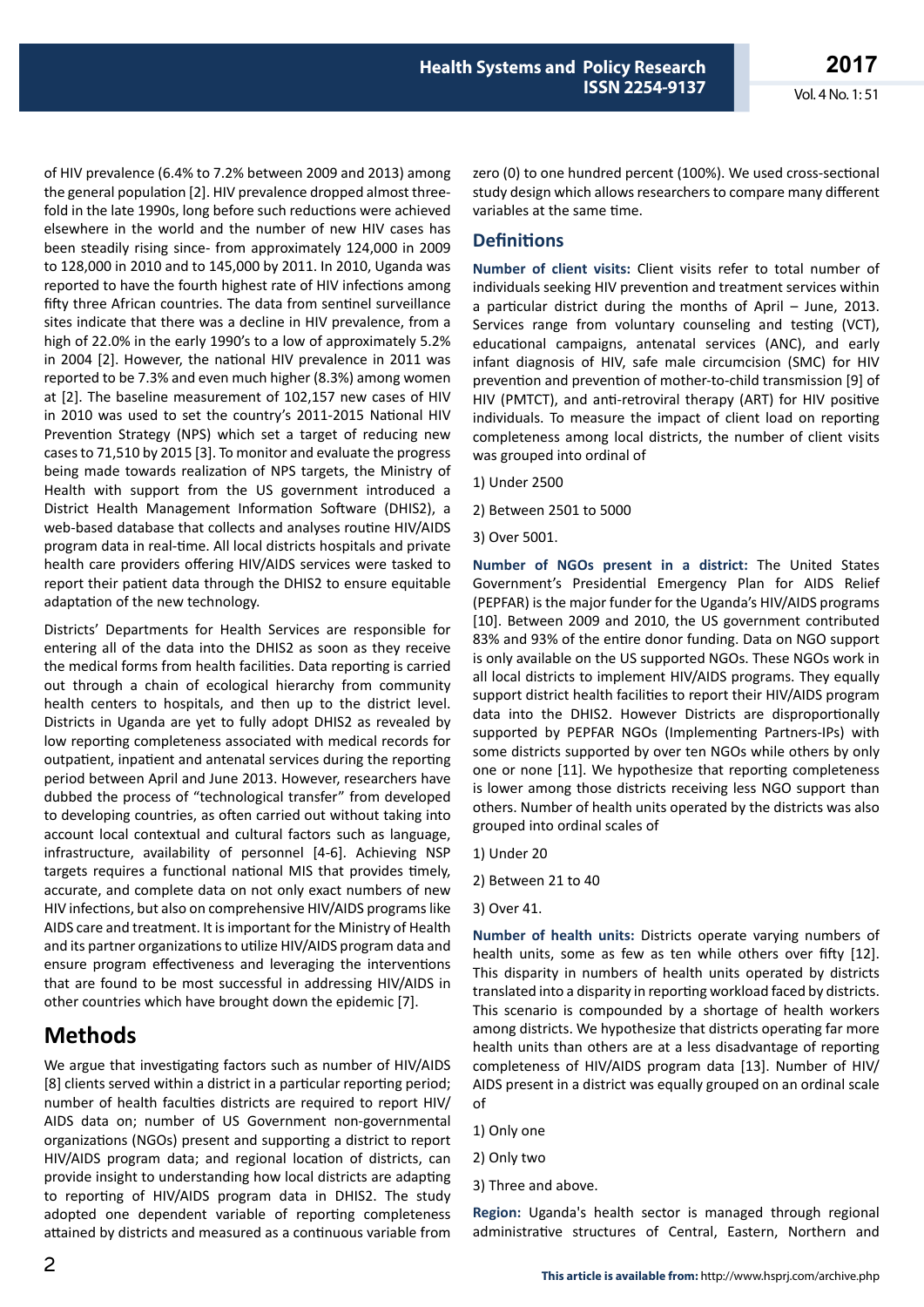of HIV prevalence (6.4% to 7.2% between 2009 and 2013) among the general population [2]. HIV prevalence dropped almost three-fold in the late 1990s, long before such reductions were achieved elsewhere in the world and the number of new HIV cases has been steadily rising since- from approximately 124,000 in 2009 to 128,000 in 2010 and to 145,000 by 2011. In 2010, Uganda was reported to have the fourth highest rate of HIV infections among fifty three African countries. The data from sentinel surveillance sites indicate that there was a decline in HIV prevalence, from a high of 22.0% in the early 1990's to a low of approximately 5.2% in 2004 [2]. However, the national HIV prevalence in 2011 was reported to be 7.3% and even much higher (8.3%) among women at [2]. The baseline measurement of 102,157 new cases of HIV in 2010 was used to set the country's 2011-2015 National HIV Prevention Strategy (NPS) which set a target of reducing new cases to 71,510 by 2015 [3]. To monitor and evaluate the progress being made towards realization of NPS targets, the Ministry of Health with support from the US government introduced a District Health Management Information Software (DHIS2), a web-based database that collects and analyses routine HIV/AIDS program data in real-time. All local districts hospitals and private health care providers offering HIV/AIDS services were tasked to report their patient data through the DHIS2 to ensure equitable adaptation of the new technology.

Districts' Departments for Health Services are responsible for entering all of the data into the DHIS2 as soon as they receive the medical forms from health facilities. Data reporting is carried out through a chain of ecological hierarchy from community health centers to hospitals, and then up to the district level. Districts in Uganda are yet to fully adopt DHIS2 as revealed by low reporting completeness associated with medical records for outpatient, inpatient and antenatal services during the reporting period between April and June 2013. However, researchers have dubbed the process of "technological transfer" from developed to developing countries, as often carried out without taking into account local contextual and cultural factors such as language, infrastructure, availability of personnel [4-6]. Achieving NSP targets requires a functional national MIS that provides timely, accurate, and complete data on not only exact numbers of new HIV infections, but also on comprehensive HIV/AIDS programs like AIDS care and treatment. It is important for the Ministry of Health and its partner organizations to utilize HIV/AIDS program data and ensure program effectiveness and leveraging the interventions that are found to be most successful in addressing HIV/AIDS in other countries which have brought down the epidemic [7].

# Methods

We argue that investigating factors such as number of HIV/AIDS [8] clients served within a district in a particular reporting period; number of health faculties districts are required to report HIV/AIDS data on; number of US Government non-governmental organizations (NGOs) present and supporting a district to report HIV/AIDS program data; and regional location of districts, can provide insight to understanding how local districts are adapting to reporting of HIV/AIDS program data in DHIS2. The study adopted one dependent variable of reporting completeness attained by districts and measured as a continuous variable from zero (0) to one hundred percent (100%). We used cross-sectional study design which allows researchers to compare many different variables at the same time.

## Definitions

**Number of client visits:** Client visits refer to total number of individuals seeking HIV prevention and treatment services within a particular district during the months of April – June, 2013. Services range from voluntary counseling and testing (VCT), educational campaigns, antenatal services (ANC), and early infant diagnosis of HIV, safe male circumcision (SMC) for HIV prevention and prevention of mother-to-child transmission [9] of HIV (PMTCT), and anti-retroviral therapy (ART) for HIV positive individuals. To measure the impact of client load on reporting completeness among local districts, the number of client visits was grouped into ordinal of

1) Under 2500

2) Between 2501 to 5000

3) Over 5001.

**Number of NGOs present in a district:** The United States Government's Presidential Emergency Plan for AIDS Relief (PEPFAR) is the major funder for the Uganda's HIV/AIDS programs [10]. Between 2009 and 2010, the US government contributed 83% and 93% of the entire donor funding. Data on NGO support is only available on the US supported NGOs. These NGOs work in all local districts to implement HIV/AIDS programs. They equally support district health facilities to report their HIV/AIDS program data into the DHIS2. However Districts are disproportionally supported by PEPFAR NGOs (Implementing Partners-IPs) with some districts supported by over ten NGOs while others by only one or none [11]. We hypothesize that reporting completeness is lower among those districts receiving less NGO support than others. Number of health units operated by the districts was also grouped into ordinal scales of

1) Under 20

2) Between 21 to 40

3) Over 41.

**Number of health units:** Districts operate varying numbers of health units, some as few as ten while others over fifty [12]. This disparity in numbers of health units operated by districts translated into a disparity in reporting workload faced by districts. This scenario is compounded by a shortage of health workers among districts. We hypothesize that districts operating far more health units than others are at a less disadvantage of reporting completeness of HIV/AIDS program data [13]. Number of HIV/AIDS present in a district was equally grouped on an ordinal scale of

1) Only one

2) Only two

3) Three and above.

**Region:** Uganda's health sector is managed through regional administrative structures of Central, Eastern, Northern and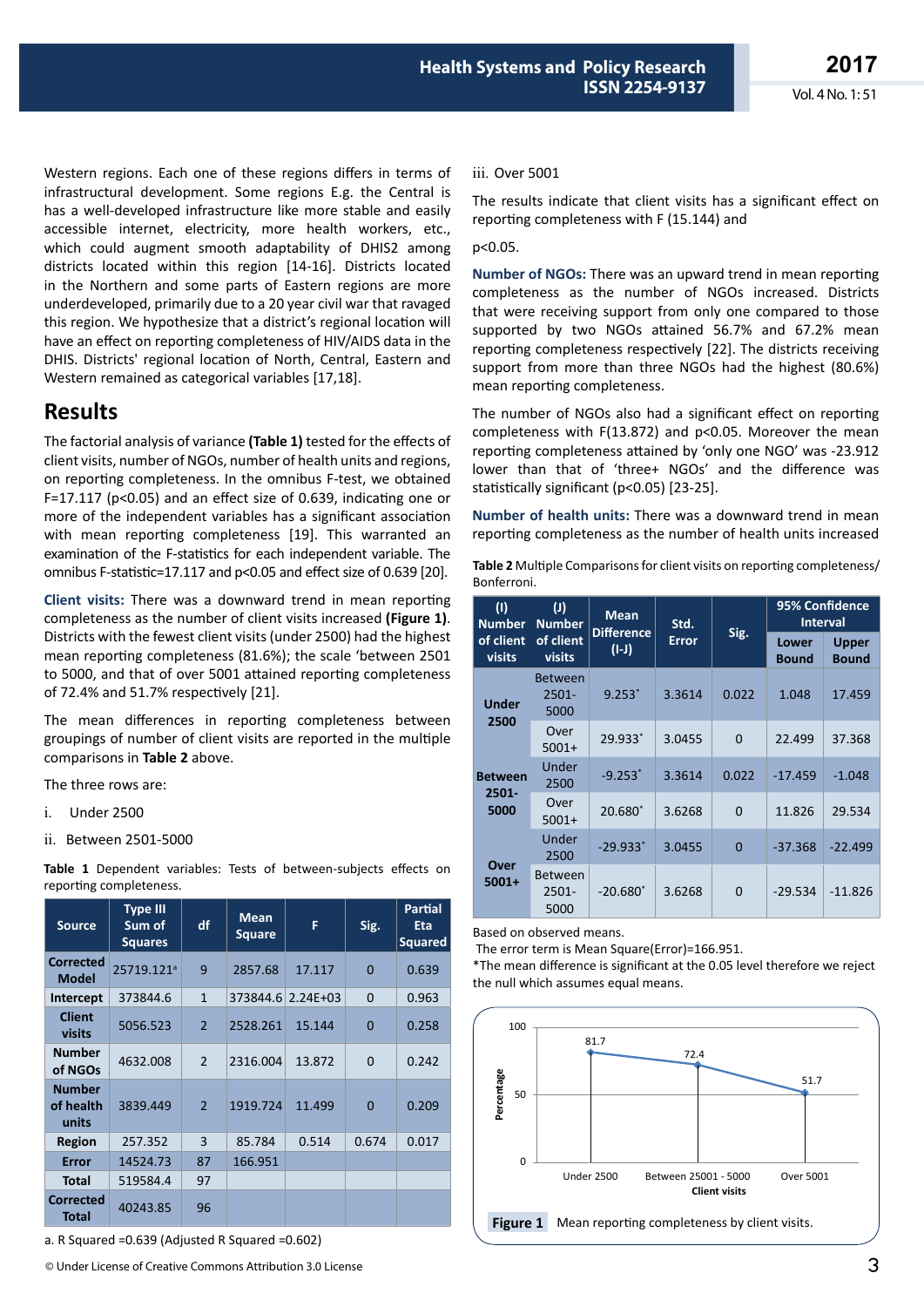Western regions. Each one of these regions differs in terms of infrastructural development. Some regions E.g. the Central is has a well-developed infrastructure like more stable and easily accessible internet, electricity, more health workers, etc., which could augment smooth adaptability of DHIS2 among districts located within this region [14-16]. Districts located in the Northern and some parts of Eastern regions are more underdeveloped, primarily due to a 20 year civil war that ravaged this region. We hypothesize that a district's regional location will have an effect on reporting completeness of HIV/AIDS data in the DHIS. Districts' regional location of North, Central, Eastern and Western remained as categorical variables [17,18].

## Results

The factorial analysis of variance **(Table 1)** tested for the effects of client visits, number of NGOs, number of health units and regions, on reporting completeness. In the omnibus F-test, we obtained F=17.117 ($p<0.05$) and an effect size of 0.639, indicating one or more of the independent variables has a significant association with mean reporting completeness [19]. This warranted an examination of the F-statistics for each independent variable. The omnibus F-statistic=17.117 and $p<0.05$ and effect size of 0.639 [20].

**Client visits:** There was a downward trend in mean reporting completeness as the number of client visits increased **(Figure 1)**. Districts with the fewest client visits (under 2500) had the highest mean reporting completeness (81.6%); the scale 'between 2501 to 5000, and that of over 5001 attained reporting completeness of 72.4% and 51.7% respectively [21].

The mean differences in reporting completeness between groupings of number of client visits are reported in the multiple comparisons in **Table 2** above.

The three rows are:

i. Under 2500

ii. Between 2501-5000

iii. Over 5001

The results indicate that client visits has a significant effect on reporting completeness with F (15.144) and

$p<0.05$.

**Number of NGOs:** There was an upward trend in mean reporting completeness as the number of NGOs increased. Districts that were receiving support from only one compared to those supported by two NGOs attained 56.7% and 67.2% mean reporting completeness respectively [22]. The districts receiving support from more than three NGOs had the highest (80.6%) mean reporting completeness.

The number of NGOs also had a significant effect on reporting completeness with F(13.872) and $p<0.05$. Moreover the mean reporting completeness attained by 'only one NGO' was -23.912 lower than that of 'three+ NGOs' and the difference was statistically significant ($p<0.05$) [23-25].

**Number of health units:** There was a downward trend in mean reporting completeness as the number of health units increased

**Table 1** Dependent variables: Tests of between-subjects effects on reporting completeness.

| Source | Type III Sum of Squares | df | Mean Square | F | Sig. | Partial Eta Squared |
|---|---|---|---|---|---|---|
| Corrected Model | 25719.121[a] | 9 | 2857.68 | 17.117 | 0 | 0.639 |
| Intercept | 373844.6 | 1 | 373844.6 | 2.24E+03 | 0 | 0.963 |
| Client visits | 5056.523 | 2 | 2528.261 | 15.144 | 0 | 0.258 |
| Number of NGOs | 4632.008 | 2 | 2316.004 | 13.872 | 0 | 0.242 |
| Number of health units | 3839.449 | 2 | 1919.724 | 11.499 | 0 | 0.209 |
| Region | 257.352 | 3 | 85.784 | 0.514 | 0.674 | 0.017 |
| Error | 14524.73 | 87 | 166.951 | | | |
| Total | 519584.4 | 97 | | | | |
| Corrected Total | 40243.85 | 96 | | | | |

a. R Squared =0.639 (Adjusted R Squared =0.602)

**Table 2** Multiple Comparisons for client visits on reporting completeness/ Bonferroni.

| (I) Number of client visits | (J) Number of client visits | Mean Difference (I-J) | Std. Error | Sig. | 95% Confidence Interval | |
|---|---|---|---|---|---|---|
| | | | | | Lower Bound | Upper Bound |
| Under 2500 | Between 2501-5000 | 9.253* | 3.3614 | 0.022 | 1.048 | 17.459 |
| | Over 5001+ | 29.933* | 3.0455 | 0 | 22.499 | 37.368 |
| Between 2501-5000 | Under 2500 | -9.253* | 3.3614 | 0.022 | -17.459 | -1.048 |
| | Over 5001+ | 20.680* | 3.6268 | 0 | 11.826 | 29.534 |
| Over 5001+ | Under 2500 | -29.933* | 3.0455 | 0 | -37.368 | -22.499 |
| | Between 2501-5000 | -20.680* | 3.6268 | 0 | -29.534 | -11.826 |

Based on observed means.
The error term is Mean Square(Error)=166.951.
*The mean difference is significant at the 0.05 level therefore we reject the null which assumes equal means.

Percentage
100
50
0
81.7
72.4
51.7
Under 2500
Between 25001 - 5000
Over 5001
Client visits

**Figure 1** Mean reporting completeness by client visits.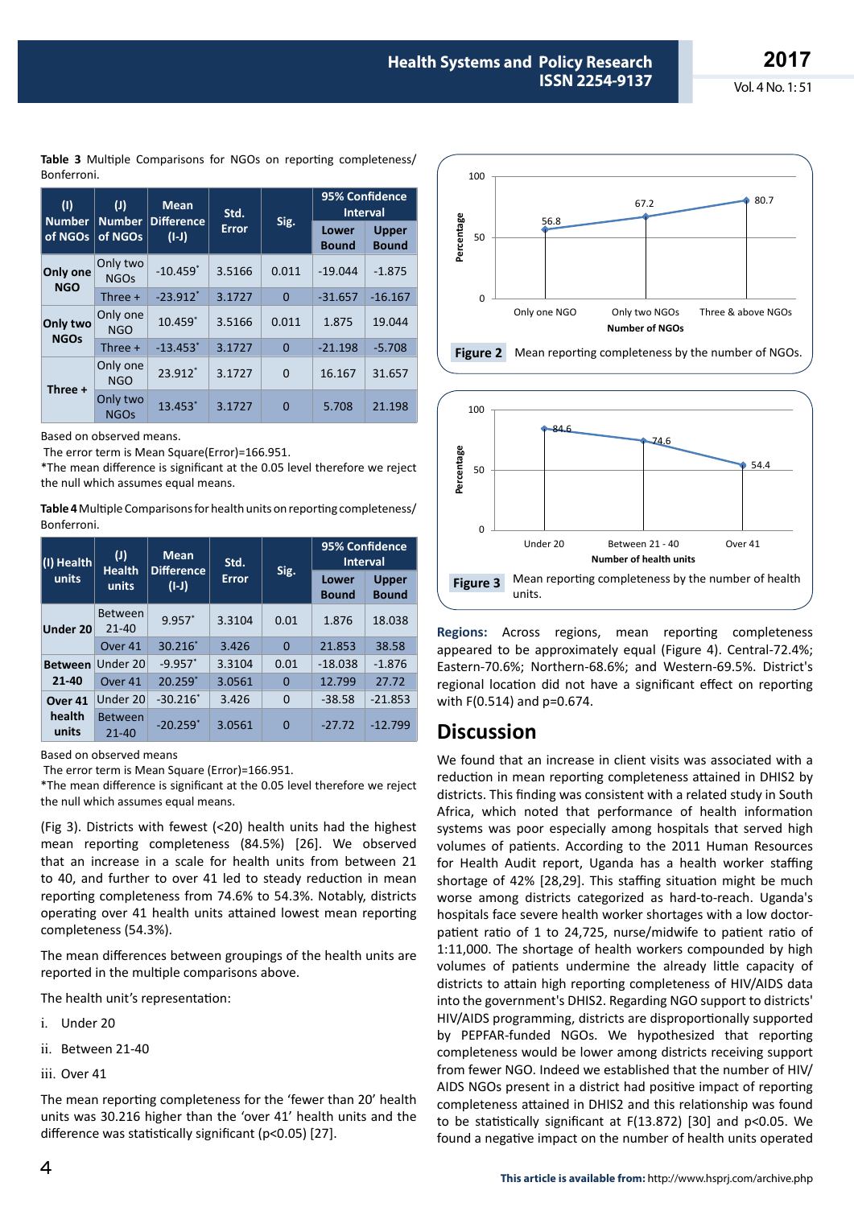**Table 3** Multiple Comparisons for NGOs on reporting completeness/ Bonferroni.

| (I) Number of NGOs | (J) Number of NGOs | Mean Difference (I-J) | Std. Error | Sig. | 95% Confidence Interval | |
|---|---|---|---|---|---|---|
| | | | | | Lower Bound | Upper Bound |
| Only one NGO | Only two NGOs | -10.459* | 3.5166 | 0.011 | -19.044 | -1.875 |
| | Three + | -23.912* | 3.1727 | 0 | -31.657 | -16.167 |
| Only two NGOs | Only one NGO | 10.459* | 3.5166 | 0.011 | 1.875 | 19.044 |
| | Three + | -13.453* | 3.1727 | 0 | -21.198 | -5.708 |
| Three + | Only one NGO | 23.912* | 3.1727 | 0 | 16.167 | 31.657 |
| | Only two NGOs | 13.453* | 3.1727 | 0 | 5.708 | 21.198 |

Based on observed means.
The error term is Mean Square(Error)=166.951.
*The mean difference is significant at the 0.05 level therefore we reject the null which assumes equal means.

**Table 4** Multiple Comparisons for health units on reporting completeness/ Bonferroni.

| (I) Health units | (J) Health units | Mean Difference (I-J) | Std. Error | Sig. | 95% Confidence Interval | |
|---|---|---|---|---|---|---|
| | | | | | Lower Bound | Upper Bound |
| Under 20 | Between 21-40 | 9.957* | 3.3104 | 0.01 | 1.876 | 18.038 |
| | Over 41 | 30.216* | 3.426 | 0 | 21.853 | 38.58 |
| Between 21-40 | Under 20 | -9.957* | 3.3104 | 0.01 | -18.038 | -1.876 |
| | Over 41 | 20.259* | 3.0561 | 0 | 12.799 | 27.72 |
| Over 41 health units | Under 20 | -30.216* | 3.426 | 0 | -38.58 | -21.853 |
| | Between 21-40 | -20.259* | 3.0561 | 0 | -27.72 | -12.799 |

Based on observed means
The error term is Mean Square (Error)=166.951.
*The mean difference is significant at the 0.05 level therefore we reject the null which assumes equal means.

(Fig 3). Districts with fewest (<20) health units had the highest mean reporting completeness (84.5%) [26]. We observed that an increase in a scale for health units from between 21 to 40, and further to over 41 led to steady reduction in mean reporting completeness from 74.6% to 54.3%. Notably, districts operating over 41 health units attained lowest mean reporting completeness (54.3%).

The mean differences between groupings of the health units are reported in the multiple comparisons above.

The health unit's representation:

i. Under 20

ii. Between 21-40

iii. Over 41

The mean reporting completeness for the 'fewer than 20' health units was 30.216 higher than the 'over 41' health units and the difference was statistically significant (p<0.05) [27].

100
Percentage
50
0
56.8
67.2
80.7
Only one NGO
Only two NGOs
Three & above NGOs
Number of NGOs

**Figure 2** Mean reporting completeness by the number of NGOs.

100
Percentage
50
0
84.6
74.6
54.4
Under 20
Between 21 - 40
Over 41
Number of health units

**Figure 3** Mean reporting completeness by the number of health units.

**Regions:** Across regions, mean reporting completeness appeared to be approximately equal (Figure 4). Central-72.4%; Eastern-70.6%; Northern-68.6%; and Western-69.5%. District's regional location did not have a significant effect on reporting with F(0.514) and p=0.674.

## Discussion

We found that an increase in client visits was associated with a reduction in mean reporting completeness attained in DHIS2 by districts. This finding was consistent with a related study in South Africa, which noted that performance of health information systems was poor especially among hospitals that served high volumes of patients. According to the 2011 Human Resources for Health Audit report, Uganda has a health worker staffing shortage of 42% [28,29]. This staffing situation might be much worse among districts categorized as hard-to-reach. Uganda's hospitals face severe health worker shortages with a low doctor-patient ratio of 1 to 24,725, nurse/midwife to patient ratio of 1:11,000. The shortage of health workers compounded by high volumes of patients undermine the already little capacity of districts to attain high reporting completeness of HIV/AIDS data into the government's DHIS2. Regarding NGO support to districts' HIV/AIDS programming, districts are disproportionally supported by PEPFAR-funded NGOs. We hypothesized that reporting completeness would be lower among districts receiving support from fewer NGO. Indeed we established that the number of HIV/AIDS NGOs present in a district had positive impact of reporting completeness attained in DHIS2 and this relationship was found to be statistically significant at F(13.872) [30] and p<0.05. We found a negative impact on the number of health units operated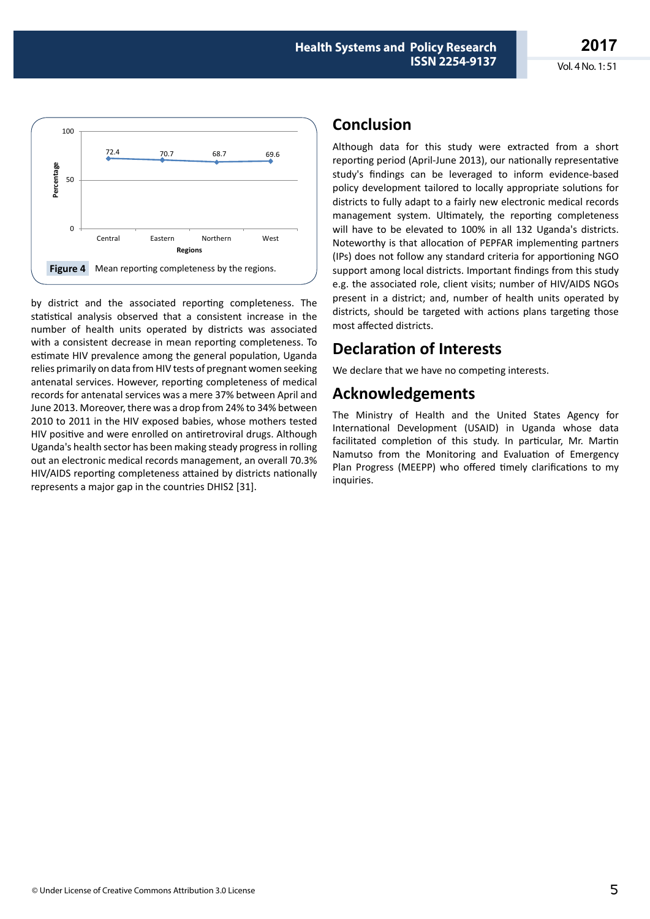100

72.4
70.7
68.7
69.6

50

0

Percentage

Central
Eastern
Northern
West

Regions

**Figure 4** Mean reporting completeness by the regions.

by district and the associated reporting completeness. The statistical analysis observed that a consistent increase in the number of health units operated by districts was associated with a consistent decrease in mean reporting completeness. To estimate HIV prevalence among the general population, Uganda relies primarily on data from HIV tests of pregnant women seeking antenatal services. However, reporting completeness of medical records for antenatal services was a mere 37% between April and June 2013. Moreover, there was a drop from 24% to 34% between 2010 to 2011 in the HIV exposed babies, whose mothers tested HIV positive and were enrolled on antiretroviral drugs. Although Uganda's health sector has been making steady progress in rolling out an electronic medical records management, an overall 70.3% HIV/AIDS reporting completeness attained by districts nationally represents a major gap in the countries DHIS2 [31].

## Conclusion

Although data for this study were extracted from a short reporting period (April-June 2013), our nationally representative study's findings can be leveraged to inform evidence-based policy development tailored to locally appropriate solutions for districts to fully adapt to a fairly new electronic medical records management system. Ultimately, the reporting completeness will have to be elevated to 100% in all 132 Uganda's districts. Noteworthy is that allocation of PEPFAR implementing partners (IPs) does not follow any standard criteria for apportioning NGO support among local districts. Important findings from this study e.g. the associated role, client visits; number of HIV/AIDS NGOs present in a district; and, number of health units operated by districts, should be targeted with actions plans targeting those most affected districts.

## Declaration of Interests

We declare that we have no competing interests.

## Acknowledgements

The Ministry of Health and the United States Agency for International Development (USAID) in Uganda whose data facilitated completion of this study. In particular, Mr. Martin Namutso from the Monitoring and Evaluation of Emergency Plan Progress (MEEPP) who offered timely clarifications to my inquiries.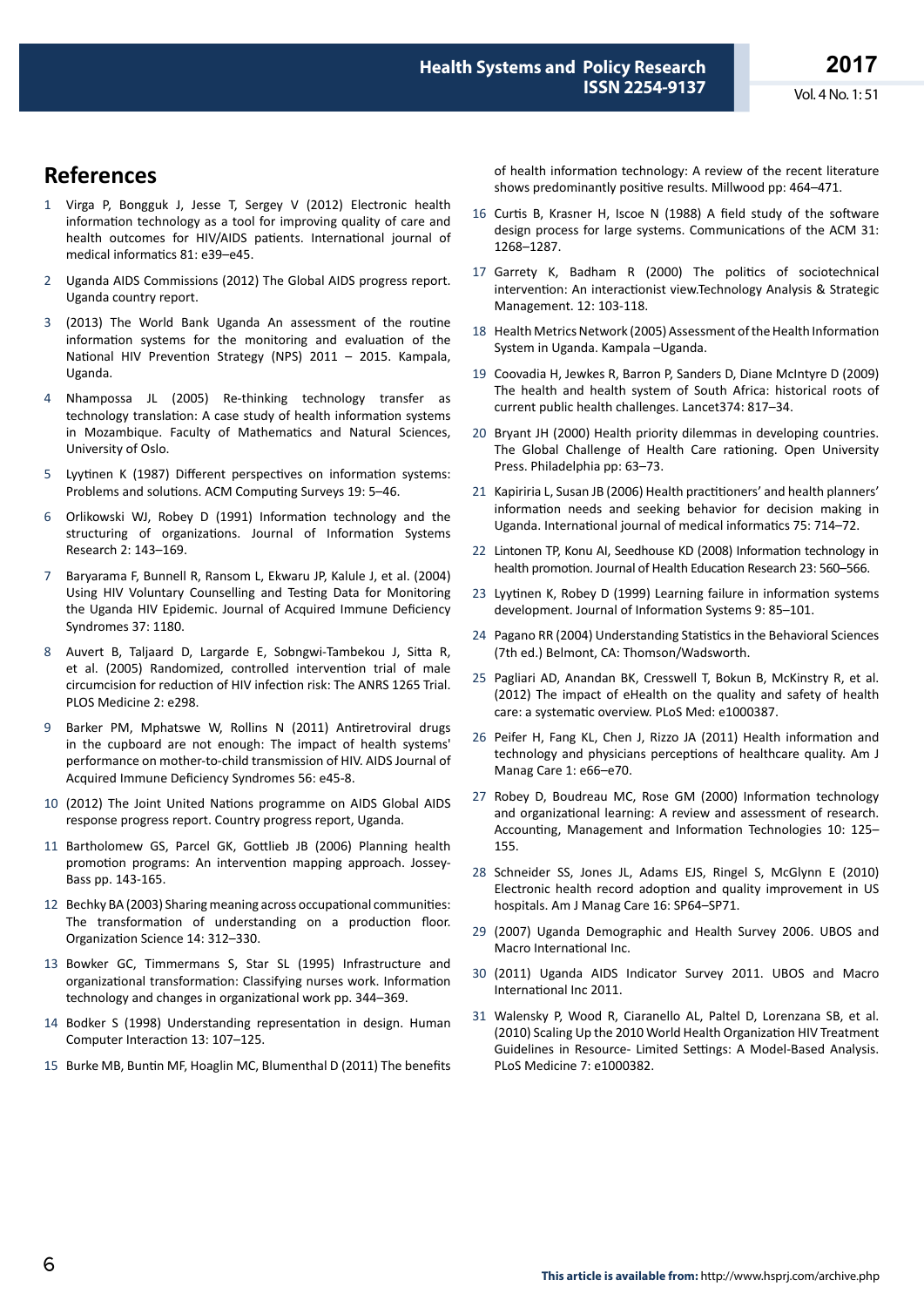## References

1. Virga P, Bongguk J, Jesse T, Sergey V (2012) Electronic health information technology as a tool for improving quality of care and health outcomes for HIV/AIDS patients. International journal of medical informatics 81: e39–e45.
2. Uganda AIDS Commissions (2012) The Global AIDS progress report. Uganda country report.
3. (2013) The World Bank Uganda An assessment of the routine information systems for the monitoring and evaluation of the National HIV Prevention Strategy (NPS) 2011 – 2015. Kampala, Uganda.
4. Nhampossa JL (2005) Re-thinking technology transfer as technology translation: A case study of health information systems in Mozambique. Faculty of Mathematics and Natural Sciences, University of Oslo.
5. Lyytinen K (1987) Different perspectives on information systems: Problems and solutions. ACM Computing Surveys 19: 5–46.
6. Orlikowski WJ, Robey D (1991) Information technology and the structuring of organizations. Journal of Information Systems Research 2: 143–169.
7. Baryarama F, Bunnell R, Ransom L, Ekwaru JP, Kalule J, et al. (2004) Using HIV Voluntary Counselling and Testing Data for Monitoring the Uganda HIV Epidemic. Journal of Acquired Immune Deficiency Syndromes 37: 1180.
8. Auvert B, Taljaard D, Largarde E, Sobngwi-Tambekou J, Sitta R, et al. (2005) Randomized, controlled intervention trial of male circumcision for reduction of HIV infection risk: The ANRS 1265 Trial. PLOS Medicine 2: e298.
9. Barker PM, Mphatswe W, Rollins N (2011) Antiretroviral drugs in the cupboard are not enough: The impact of health systems' performance on mother-to-child transmission of HIV. AIDS Journal of Acquired Immune Deficiency Syndromes 56: e45-8.
10. (2012) The Joint United Nations programme on AIDS Global AIDS response progress report. Country progress report, Uganda.
11. Bartholomew GS, Parcel GK, Gottlieb JB (2006) Planning health promotion programs: An intervention mapping approach. Jossey-Bass pp. 143-165.
12. Bechky BA (2003) Sharing meaning across occupational communities: The transformation of understanding on a production floor. Organization Science 14: 312–330.
13. Bowker GC, Timmermans S, Star SL (1995) Infrastructure and organizational transformation: Classifying nurses work. Information technology and changes in organizational work pp. 344–369.
14. Bodker S (1998) Understanding representation in design. Human Computer Interaction 13: 107–125.
15. Burke MB, Buntin MF, Hoaglin MC, Blumenthal D (2011) The benefits of health information technology: A review of the recent literature shows predominantly positive results. Millwood pp: 464–471.
16. Curtis B, Krasner H, Iscoe N (1988) A field study of the software design process for large systems. Communications of the ACM 31: 1268–1287.
17. Garrety K, Badham R (2000) The politics of sociotechnical intervention: An interactionist view.Technology Analysis & Strategic Management. 12: 103-118.
18. Health Metrics Network (2005) Assessment of the Health Information System in Uganda. Kampala –Uganda.
19. Coovadia H, Jewkes R, Barron P, Sanders D, Diane McIntyre D (2009) The health and health system of South Africa: historical roots of current public health challenges. Lancet374: 817–34.
20. Bryant JH (2000) Health priority dilemmas in developing countries. The Global Challenge of Health Care rationing. Open University Press. Philadelphia pp: 63–73.
21. Kapiriria L, Susan JB (2006) Health practitioners' and health planners' information needs and seeking behavior for decision making in Uganda. International journal of medical informatics 75: 714–72.
22. Lintonen TP, Konu AI, Seedhouse KD (2008) Information technology in health promotion. Journal of Health Education Research 23: 560–566.
23. Lyytinen K, Robey D (1999) Learning failure in information systems development. Journal of Information Systems 9: 85–101.
24. Pagano RR (2004) Understanding Statistics in the Behavioral Sciences (7th ed.) Belmont, CA: Thomson/Wadsworth.
25. Pagliari AD, Anandan BK, Cresswell T, Bokun B, McKinstry R, et al. (2012) The impact of eHealth on the quality and safety of health care: a systematic overview. PLoS Med: e1000387.
26. Peifer H, Fang KL, Chen J, Rizzo JA (2011) Health information and technology and physicians perceptions of healthcare quality. Am J Manag Care 1: e66–e70.
27. Robey D, Boudreau MC, Rose GM (2000) Information technology and organizational learning: A review and assessment of research. Accounting, Management and Information Technologies 10: 125–155.
28. Schneider SS, Jones JL, Adams EJS, Ringel S, McGlynn E (2010) Electronic health record adoption and quality improvement in US hospitals. Am J Manag Care 16: SP64–SP71.
29. (2007) Uganda Demographic and Health Survey 2006. UBOS and Macro International Inc.
30. (2011) Uganda AIDS Indicator Survey 2011. UBOS and Macro International Inc 2011.
31. Walensky P, Wood R, Ciaranello AL, Paltel D, Lorenzana SB, et al. (2010) Scaling Up the 2010 World Health Organization HIV Treatment Guidelines in Resource- Limited Settings: A Model-Based Analysis. PLoS Medicine 7: e1000382.